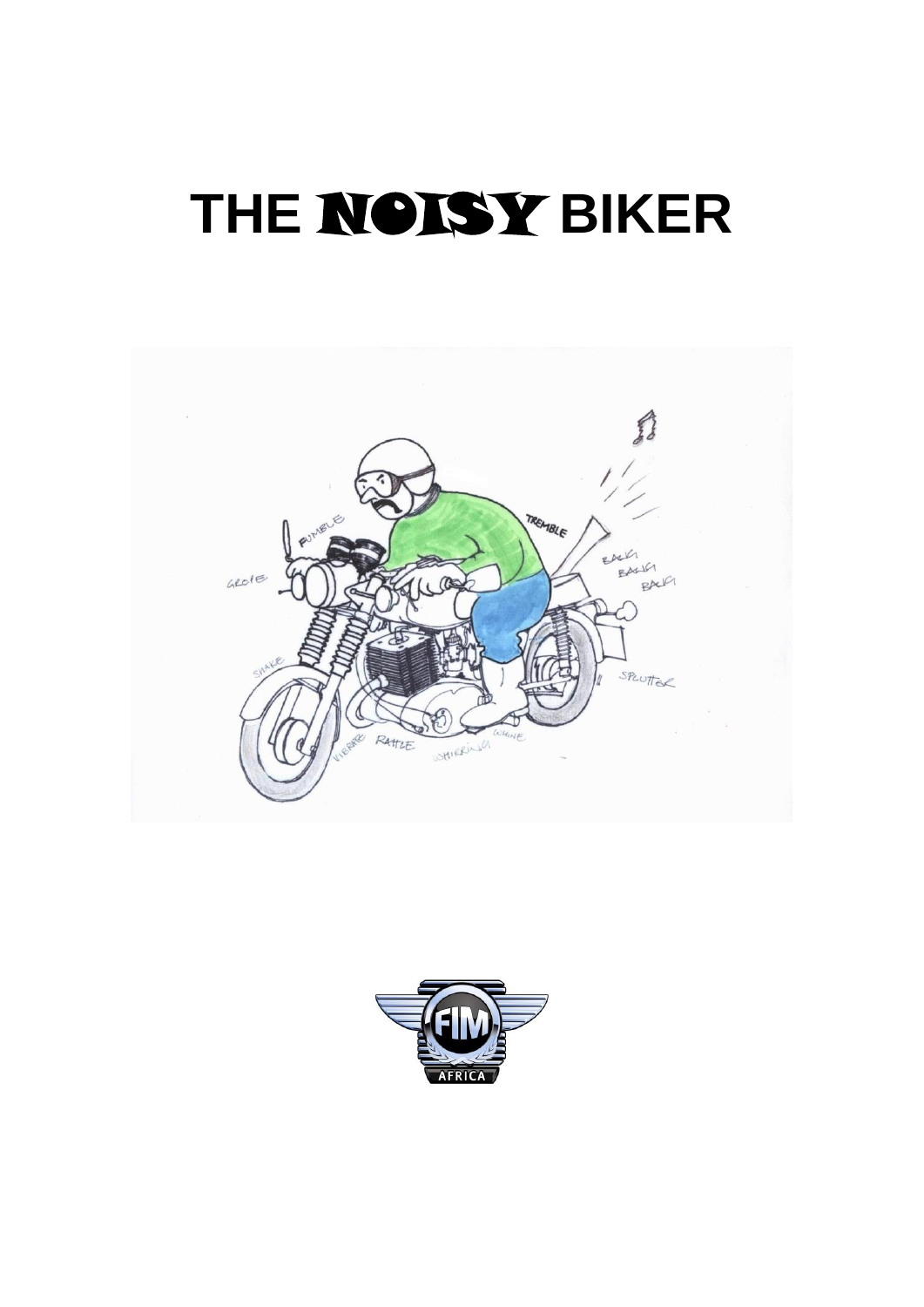# THE NOISY BIKER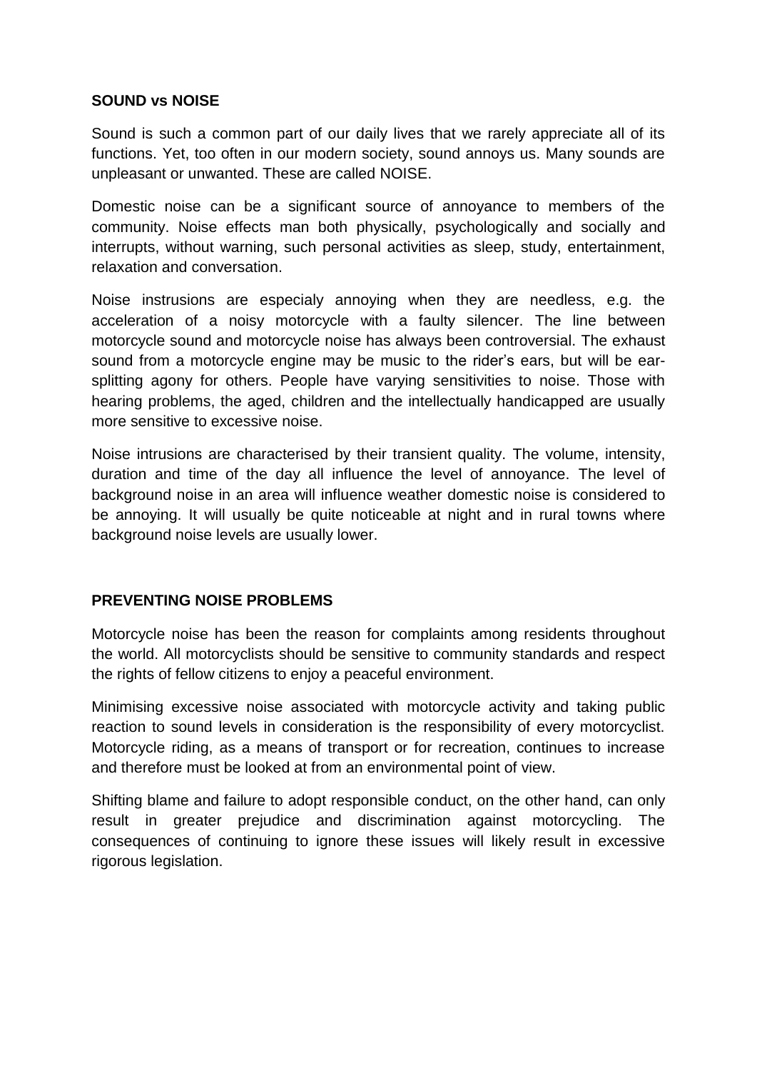**SOUND vs NOISE**

Sound is such a common part of our daily lives that we rarely appreciate all of its functions. Yet, too often in our modern society, sound annoys us. Many sounds are unpleasant or unwanted. These are called NOISE.

Domestic noise can be a significant source of annoyance to members of the community. Noise effects man both physically, psychologically and socially and interrupts, without warning, such personal activities as sleep, study, entertainment, relaxation and conversation.

Noise instrusions are especialy annoying when they are needless, e.g. the acceleration of a noisy motorcycle with a faulty silencer. The line between motorcycle sound and motorcycle noise has always been controversial. The exhaust sound from a motorcycle engine may be music to the rider's ears, but will be ear-splitting agony for others. People have varying sensitivities to noise. Those with hearing problems, the aged, children and the intellectually handicapped are usually more sensitive to excessive noise.

Noise intrusions are characterised by their transient quality. The volume, intensity, duration and time of the day all influence the level of annoyance. The level of background noise in an area will influence weather domestic noise is considered to be annoying. It will usually be quite noticeable at night and in rural towns where background noise levels are usually lower.

**PREVENTING NOISE PROBLEMS**

Motorcycle noise has been the reason for complaints among residents throughout the world. All motorcyclists should be sensitive to community standards and respect the rights of fellow citizens to enjoy a peaceful environment.

Minimising excessive noise associated with motorcycle activity and taking public reaction to sound levels in consideration is the responsibility of every motorcyclist. Motorcycle riding, as a means of transport or for recreation, continues to increase and therefore must be looked at from an environmental point of view.

Shifting blame and failure to adopt responsible conduct, on the other hand, can only result in greater prejudice and discrimination against motorcycling. The consequences of continuing to ignore these issues will likely result in excessive rigorous legislation.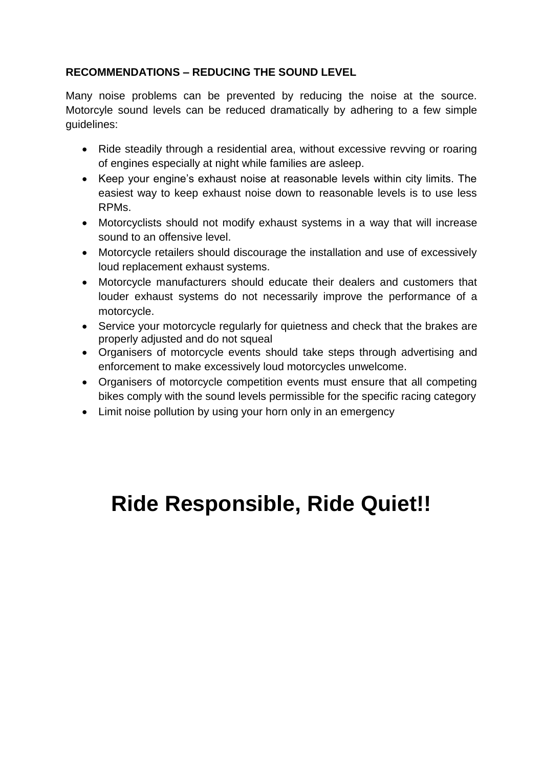**RECOMMENDATIONS – REDUCING THE SOUND LEVEL**

Many noise problems can be prevented by reducing the noise at the source. Motorcyle sound levels can be reduced dramatically by adhering to a few simple guidelines:

- Ride steadily through a residential area, without excessive revving or roaring of engines especially at night while families are asleep.
- Keep your engine's exhaust noise at reasonable levels within city limits. The easiest way to keep exhaust noise down to reasonable levels is to use less RPMs.
- Motorcyclists should not modify exhaust systems in a way that will increase sound to an offensive level.
- Motorcycle retailers should discourage the installation and use of excessively loud replacement exhaust systems.
- Motorcycle manufacturers should educate their dealers and customers that louder exhaust systems do not necessarily improve the performance of a motorcycle.
- Service your motorcycle regularly for quietness and check that the brakes are properly adjusted and do not squeal
- Organisers of motorcycle events should take steps through advertising and enforcement to make excessively loud motorcycles unwelcome.
- Organisers of motorcycle competition events must ensure that all competing bikes comply with the sound levels permissible for the specific racing category
- Limit noise pollution by using your horn only in an emergency

# Ride Responsible, Ride Quiet!!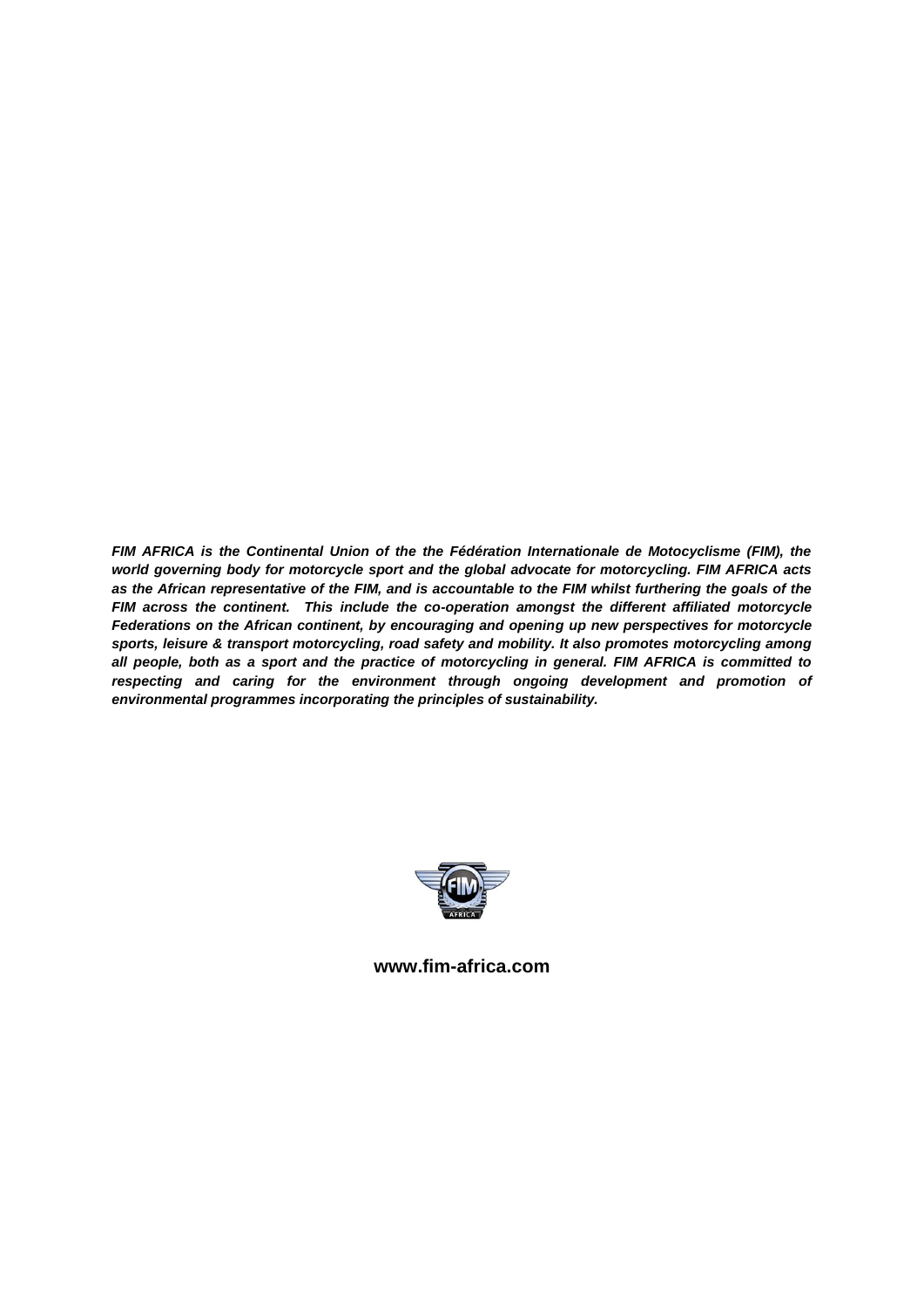***FIM AFRICA is the Continental Union of the the Fédération Internationale de Motocyclisme (FIM), the world governing body for motorcycle sport and the global advocate for motorcycling. FIM AFRICA acts as the African representative of the FIM, and is accountable to the FIM whilst furthering the goals of the FIM across the continent. This include the co-operation amongst the different affiliated motorcycle Federations on the African continent, by encouraging and opening up new perspectives for motorcycle sports, leisure & transport motorcycling, road safety and mobility. It also promotes motorcycling among all people, both as a sport and the practice of motorcycling in general. FIM AFRICA is committed to respecting and caring for the environment through ongoing development and promotion of environmental programmes incorporating the principles of sustainability.***

**www.fim-africa.com**